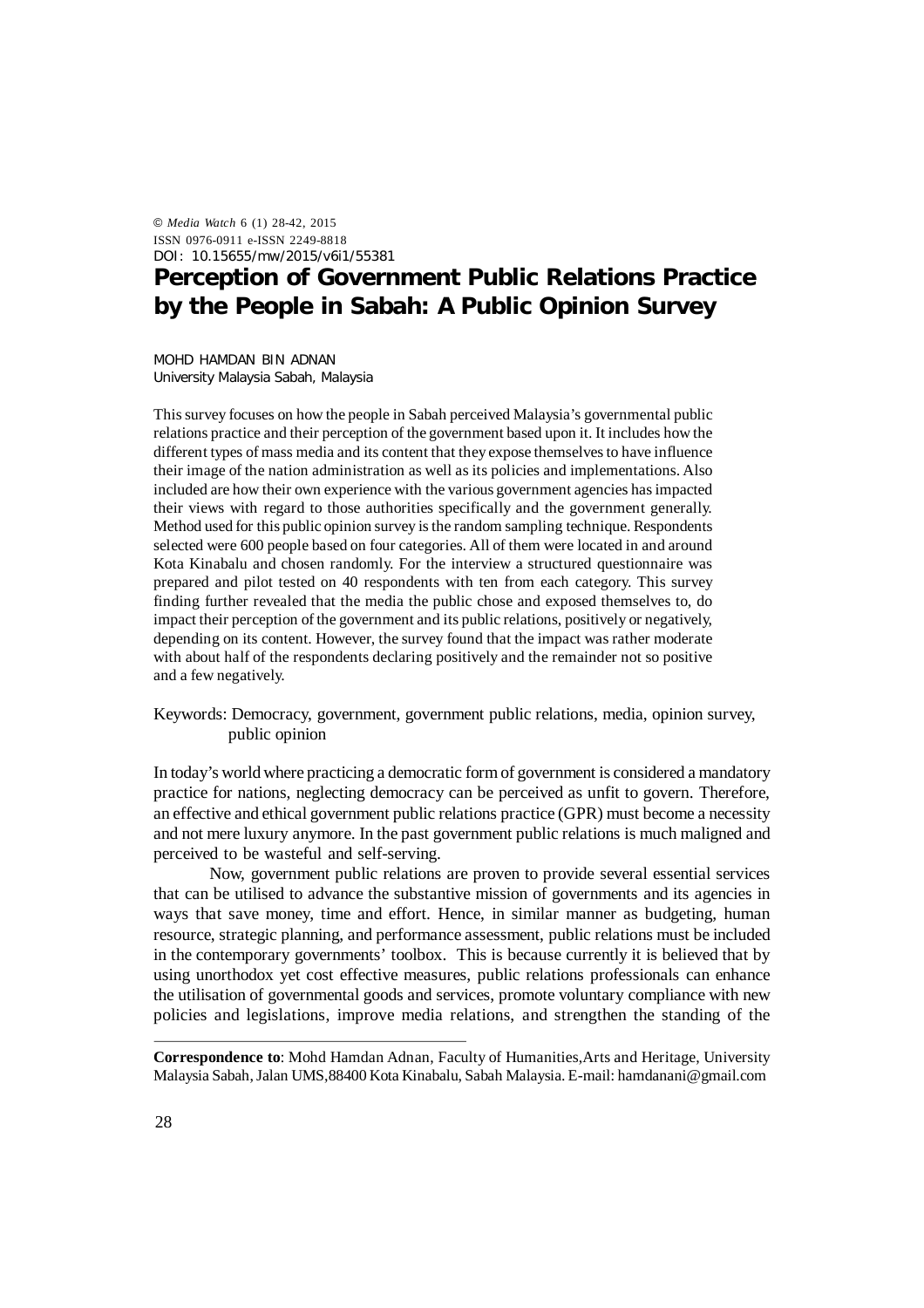© *Media Watch* 6 (1) 28-42, 2015
ISSN 0976-0911 e-ISSN 2249-8818
DOI: 10.15655/mw/2015/v6i1/55381

# Perception of Government Public Relations Practice by the People in Sabah: A Public Opinion Survey

MOHD HAMDAN BIN ADNAN
University Malaysia Sabah, Malaysia

This survey focuses on how the people in Sabah perceived Malaysia's governmental public relations practice and their perception of the government based upon it. It includes how the different types of mass media and its content that they expose themselves to have influence their image of the nation administration as well as its policies and implementations. Also included are how their own experience with the various government agencies has impacted their views with regard to those authorities specifically and the government generally. Method used for this public opinion survey is the random sampling technique. Respondents selected were 600 people based on four categories. All of them were located in and around Kota Kinabalu and chosen randomly. For the interview a structured questionnaire was prepared and pilot tested on 40 respondents with ten from each category. This survey finding further revealed that the media the public chose and exposed themselves to, do impact their perception of the government and its public relations, positively or negatively, depending on its content. However, the survey found that the impact was rather moderate with about half of the respondents declaring positively and the remainder not so positive and a few negatively.

Keywords: Democracy, government, government public relations, media, opinion survey, public opinion

In today's world where practicing a democratic form of government is considered a mandatory practice for nations, neglecting democracy can be perceived as unfit to govern. Therefore, an effective and ethical government public relations practice (GPR) must become a necessity and not mere luxury anymore. In the past government public relations is much maligned and perceived to be wasteful and self-serving.

Now, government public relations are proven to provide several essential services that can be utilised to advance the substantive mission of governments and its agencies in ways that save money, time and effort. Hence, in similar manner as budgeting, human resource, strategic planning, and performance assessment, public relations must be included in the contemporary governments' toolbox. This is because currently it is believed that by using unorthodox yet cost effective measures, public relations professionals can enhance the utilisation of governmental goods and services, promote voluntary compliance with new policies and legislations, improve media relations, and strengthen the standing of the

---

**Correspondence to**: Mohd Hamdan Adnan, Faculty of Humanities,Arts and Heritage, University Malaysia Sabah, Jalan UMS,88400 Kota Kinabalu, Sabah Malaysia. E-mail: hamdanani@gmail.com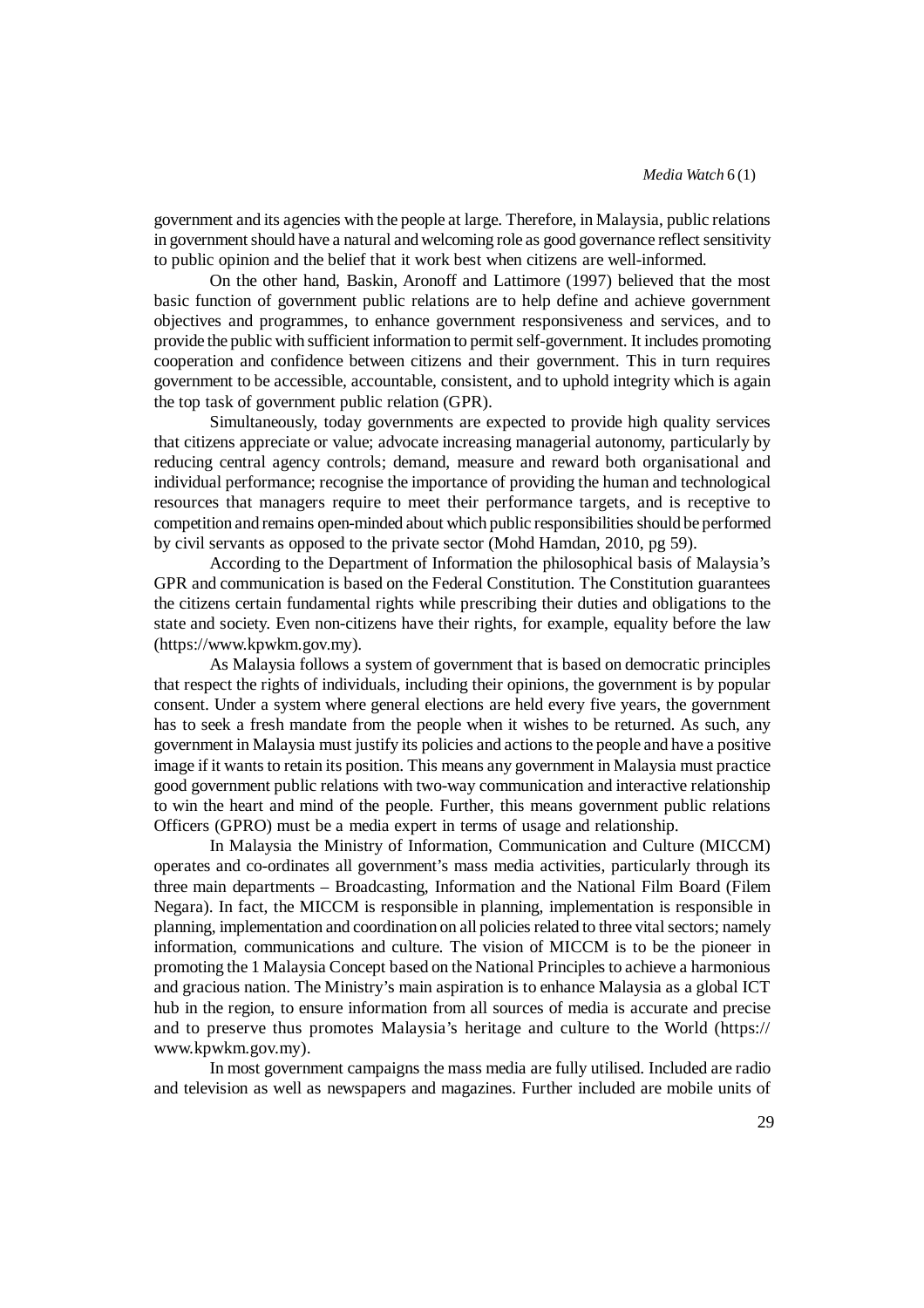government and its agencies with the people at large. Therefore, in Malaysia, public relations in government should have a natural and welcoming role as good governance reflect sensitivity to public opinion and the belief that it work best when citizens are well-informed.

On the other hand, Baskin, Aronoff and Lattimore (1997) believed that the most basic function of government public relations are to help define and achieve government objectives and programmes, to enhance government responsiveness and services, and to provide the public with sufficient information to permit self-government. It includes promoting cooperation and confidence between citizens and their government. This in turn requires government to be accessible, accountable, consistent, and to uphold integrity which is again the top task of government public relation (GPR).

Simultaneously, today governments are expected to provide high quality services that citizens appreciate or value; advocate increasing managerial autonomy, particularly by reducing central agency controls; demand, measure and reward both organisational and individual performance; recognise the importance of providing the human and technological resources that managers require to meet their performance targets, and is receptive to competition and remains open-minded about which public responsibilities should be performed by civil servants as opposed to the private sector (Mohd Hamdan, 2010, pg 59).

According to the Department of Information the philosophical basis of Malaysia's GPR and communication is based on the Federal Constitution. The Constitution guarantees the citizens certain fundamental rights while prescribing their duties and obligations to the state and society. Even non-citizens have their rights, for example, equality before the law (https://www.kpwkm.gov.my).

As Malaysia follows a system of government that is based on democratic principles that respect the rights of individuals, including their opinions, the government is by popular consent. Under a system where general elections are held every five years, the government has to seek a fresh mandate from the people when it wishes to be returned. As such, any government in Malaysia must justify its policies and actions to the people and have a positive image if it wants to retain its position. This means any government in Malaysia must practice good government public relations with two-way communication and interactive relationship to win the heart and mind of the people. Further, this means government public relations Officers (GPRO) must be a media expert in terms of usage and relationship.

In Malaysia the Ministry of Information, Communication and Culture (MICCM) operates and co-ordinates all government's mass media activities, particularly through its three main departments – Broadcasting, Information and the National Film Board (Filem Negara). In fact, the MICCM is responsible in planning, implementation is responsible in planning, implementation and coordination on all policies related to three vital sectors; namely information, communications and culture. The vision of MICCM is to be the pioneer in promoting the 1 Malaysia Concept based on the National Principles to achieve a harmonious and gracious nation. The Ministry's main aspiration is to enhance Malaysia as a global ICT hub in the region, to ensure information from all sources of media is accurate and precise and to preserve thus promotes Malaysia's heritage and culture to the World (https://www.kpwkm.gov.my).

In most government campaigns the mass media are fully utilised. Included are radio and television as well as newspapers and magazines. Further included are mobile units of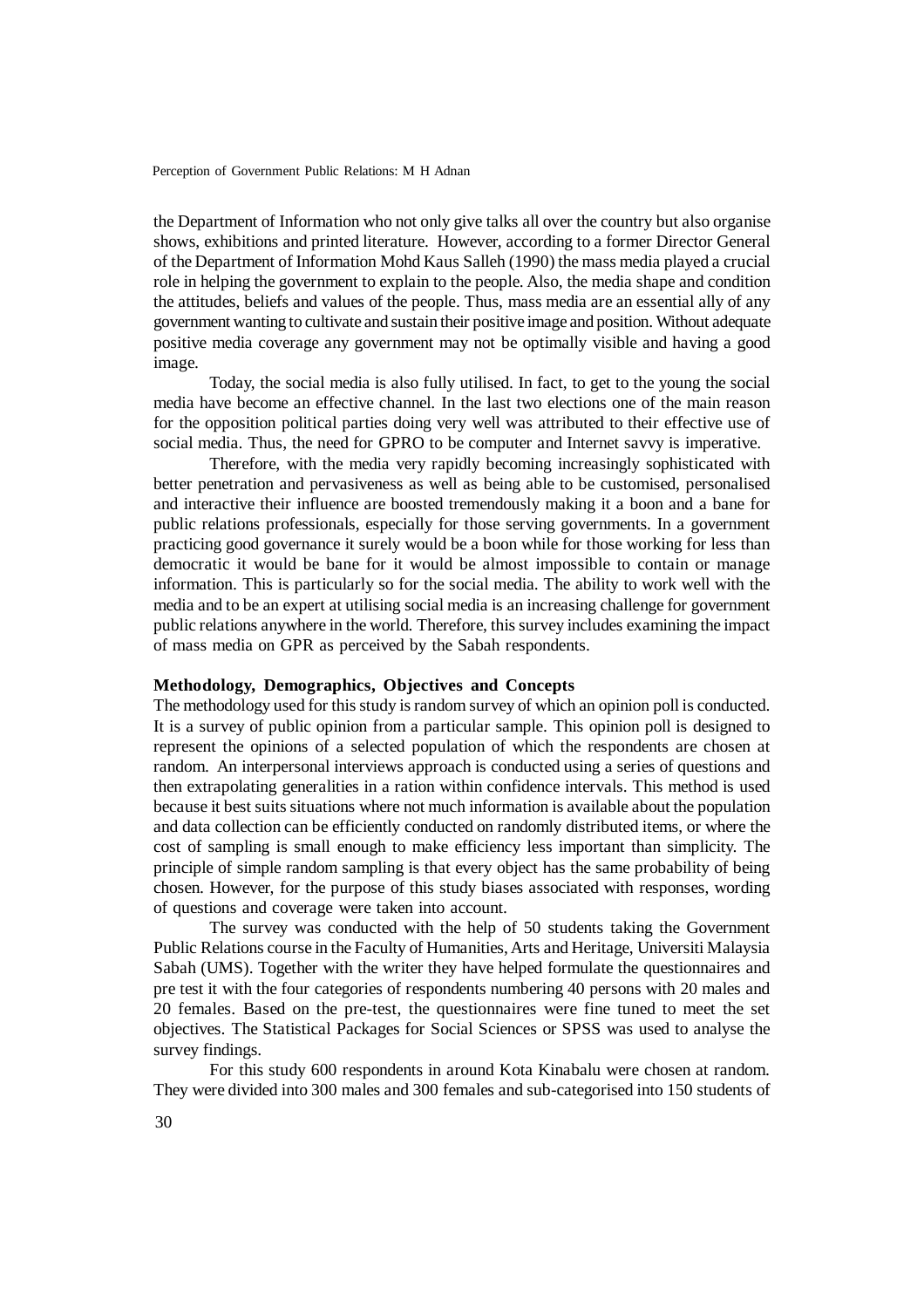the Department of Information who not only give talks all over the country but also organise shows, exhibitions and printed literature. However, according to a former Director General of the Department of Information Mohd Kaus Salleh (1990) the mass media played a crucial role in helping the government to explain to the people. Also, the media shape and condition the attitudes, beliefs and values of the people. Thus, mass media are an essential ally of any government wanting to cultivate and sustain their positive image and position. Without adequate positive media coverage any government may not be optimally visible and having a good image.

Today, the social media is also fully utilised. In fact, to get to the young the social media have become an effective channel. In the last two elections one of the main reason for the opposition political parties doing very well was attributed to their effective use of social media. Thus, the need for GPRO to be computer and Internet savvy is imperative.

Therefore, with the media very rapidly becoming increasingly sophisticated with better penetration and pervasiveness as well as being able to be customised, personalised and interactive their influence are boosted tremendously making it a boon and a bane for public relations professionals, especially for those serving governments. In a government practicing good governance it surely would be a boon while for those working for less than democratic it would be bane for it would be almost impossible to contain or manage information. This is particularly so for the social media. The ability to work well with the media and to be an expert at utilising social media is an increasing challenge for government public relations anywhere in the world. Therefore, this survey includes examining the impact of mass media on GPR as perceived by the Sabah respondents.

## Methodology, Demographics, Objectives and Concepts

The methodology used for this study is random survey of which an opinion poll is conducted. It is a survey of public opinion from a particular sample. This opinion poll is designed to represent the opinions of a selected population of which the respondents are chosen at random. An interpersonal interviews approach is conducted using a series of questions and then extrapolating generalities in a ration within confidence intervals. This method is used because it best suits situations where not much information is available about the population and data collection can be efficiently conducted on randomly distributed items, or where the cost of sampling is small enough to make efficiency less important than simplicity. The principle of simple random sampling is that every object has the same probability of being chosen. However, for the purpose of this study biases associated with responses, wording of questions and coverage were taken into account.

The survey was conducted with the help of 50 students taking the Government Public Relations course in the Faculty of Humanities, Arts and Heritage, Universiti Malaysia Sabah (UMS). Together with the writer they have helped formulate the questionnaires and pre test it with the four categories of respondents numbering 40 persons with 20 males and 20 females. Based on the pre-test, the questionnaires were fine tuned to meet the set objectives. The Statistical Packages for Social Sciences or SPSS was used to analyse the survey findings.

For this study 600 respondents in around Kota Kinabalu were chosen at random. They were divided into 300 males and 300 females and sub-categorised into 150 students of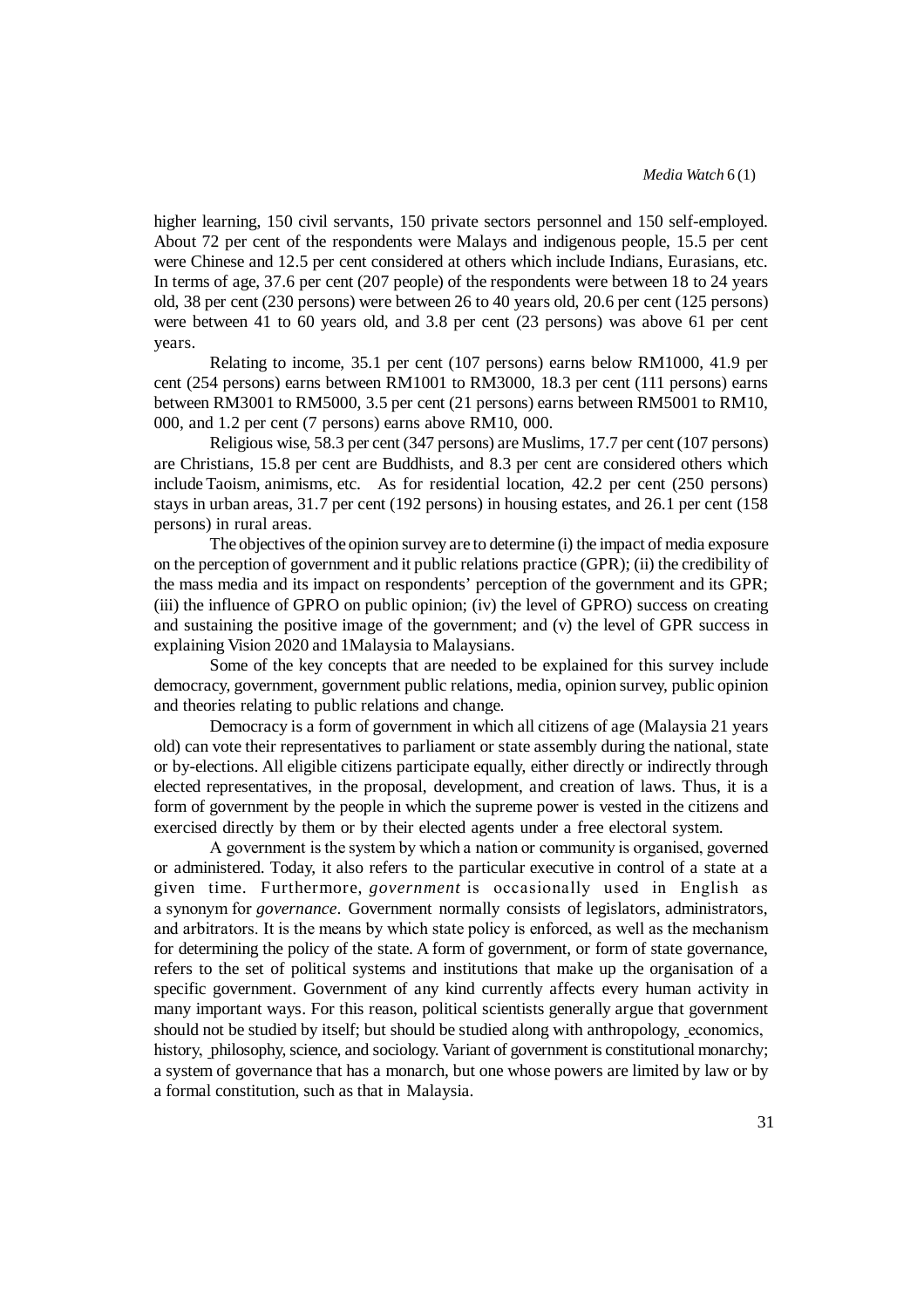higher learning, 150 civil servants, 150 private sectors personnel and 150 self-employed. About 72 per cent of the respondents were Malays and indigenous people, 15.5 per cent were Chinese and 12.5 per cent considered at others which include Indians, Eurasians, etc. In terms of age, 37.6 per cent (207 people) of the respondents were between 18 to 24 years old, 38 per cent (230 persons) were between 26 to 40 years old, 20.6 per cent (125 persons) were between 41 to 60 years old, and 3.8 per cent (23 persons) was above 61 per cent years.

Relating to income, 35.1 per cent (107 persons) earns below RM1000, 41.9 per cent (254 persons) earns between RM1001 to RM3000, 18.3 per cent (111 persons) earns between RM3001 to RM5000, 3.5 per cent (21 persons) earns between RM5001 to RM10, 000, and 1.2 per cent (7 persons) earns above RM10, 000.

Religious wise, 58.3 per cent (347 persons) are Muslims, 17.7 per cent (107 persons) are Christians, 15.8 per cent are Buddhists, and 8.3 per cent are considered others which include Taoism, animisms, etc. As for residential location, 42.2 per cent (250 persons) stays in urban areas, 31.7 per cent (192 persons) in housing estates, and 26.1 per cent (158 persons) in rural areas.

The objectives of the opinion survey are to determine (i) the impact of media exposure on the perception of government and it public relations practice (GPR); (ii) the credibility of the mass media and its impact on respondents' perception of the government and its GPR; (iii) the influence of GPRO on public opinion; (iv) the level of GPRO) success on creating and sustaining the positive image of the government; and (v) the level of GPR success in explaining Vision 2020 and 1Malaysia to Malaysians.

Some of the key concepts that are needed to be explained for this survey include democracy, government, government public relations, media, opinion survey, public opinion and theories relating to public relations and change.

Democracy is a form of government in which all citizens of age (Malaysia 21 years old) can vote their representatives to parliament or state assembly during the national, state or by-elections. All eligible citizens participate equally, either directly or indirectly through elected representatives, in the proposal, development, and creation of laws. Thus, it is a form of government by the people in which the supreme power is vested in the citizens and exercised directly by them or by their elected agents under a free electoral system.

A government is the system by which a nation or community is organised, governed or administered. Today, it also refers to the particular executive in control of a state at a given time. Furthermore, *government* is occasionally used in English as a synonym for *governance*. Government normally consists of legislators, administrators, and arbitrators. It is the means by which state policy is enforced, as well as the mechanism for determining the policy of the state. A form of government, or form of state governance, refers to the set of political systems and institutions that make up the organisation of a specific government. Government of any kind currently affects every human activity in many important ways. For this reason, political scientists generally argue that government should not be studied by itself; but should be studied along with anthropology, economics, history, philosophy, science, and sociology. Variant of government is constitutional monarchy; a system of governance that has a monarch, but one whose powers are limited by law or by a formal constitution, such as that in Malaysia.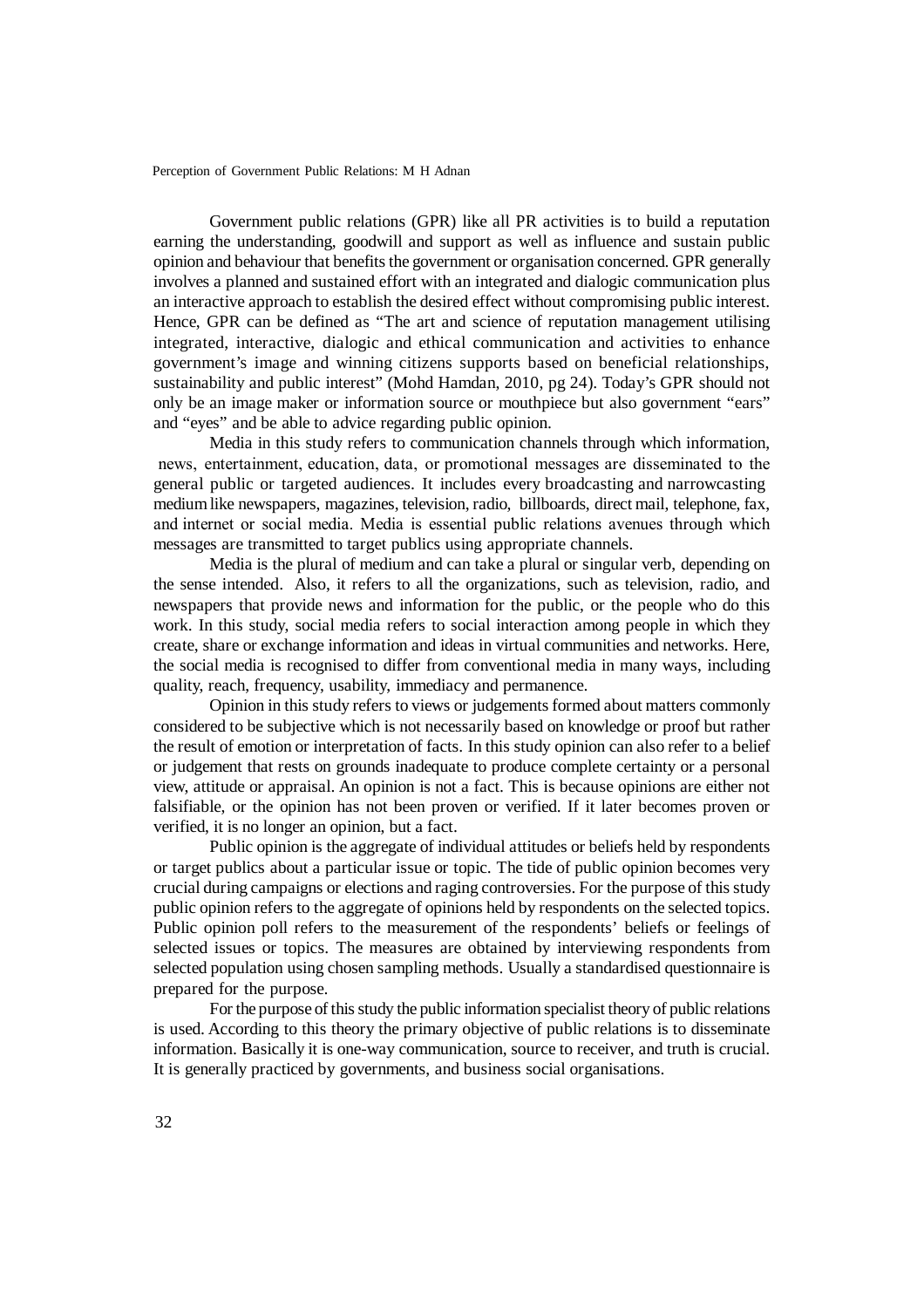Government public relations (GPR) like all PR activities is to build a reputation earning the understanding, goodwill and support as well as influence and sustain public opinion and behaviour that benefits the government or organisation concerned. GPR generally involves a planned and sustained effort with an integrated and dialogic communication plus an interactive approach to establish the desired effect without compromising public interest. Hence, GPR can be defined as "The art and science of reputation management utilising integrated, interactive, dialogic and ethical communication and activities to enhance government's image and winning citizens supports based on beneficial relationships, sustainability and public interest" (Mohd Hamdan, 2010, pg 24). Today's GPR should not only be an image maker or information source or mouthpiece but also government "ears" and "eyes" and be able to advice regarding public opinion.

Media in this study refers to communication channels through which information, news, entertainment, education, data, or promotional messages are disseminated to the general public or targeted audiences. It includes every broadcasting and narrowcasting medium like newspapers, magazines, television, radio, billboards, direct mail, telephone, fax, and internet or social media. Media is essential public relations avenues through which messages are transmitted to target publics using appropriate channels.

Media is the plural of medium and can take a plural or singular verb, depending on the sense intended. Also, it refers to all the organizations, such as television, radio, and newspapers that provide news and information for the public, or the people who do this work. In this study, social media refers to social interaction among people in which they create, share or exchange information and ideas in virtual communities and networks. Here, the social media is recognised to differ from conventional media in many ways, including quality, reach, frequency, usability, immediacy and permanence.

Opinion in this study refers to views or judgements formed about matters commonly considered to be subjective which is not necessarily based on knowledge or proof but rather the result of emotion or interpretation of facts. In this study opinion can also refer to a belief or judgement that rests on grounds inadequate to produce complete certainty or a personal view, attitude or appraisal. An opinion is not a fact. This is because opinions are either not falsifiable, or the opinion has not been proven or verified. If it later becomes proven or verified, it is no longer an opinion, but a fact.

Public opinion is the aggregate of individual attitudes or beliefs held by respondents or target publics about a particular issue or topic. The tide of public opinion becomes very crucial during campaigns or elections and raging controversies. For the purpose of this study public opinion refers to the aggregate of opinions held by respondents on the selected topics. Public opinion poll refers to the measurement of the respondents' beliefs or feelings of selected issues or topics. The measures are obtained by interviewing respondents from selected population using chosen sampling methods. Usually a standardised questionnaire is prepared for the purpose.

For the purpose of this study the public information specialist theory of public relations is used. According to this theory the primary objective of public relations is to disseminate information. Basically it is one-way communication, source to receiver, and truth is crucial. It is generally practiced by governments, and business social organisations.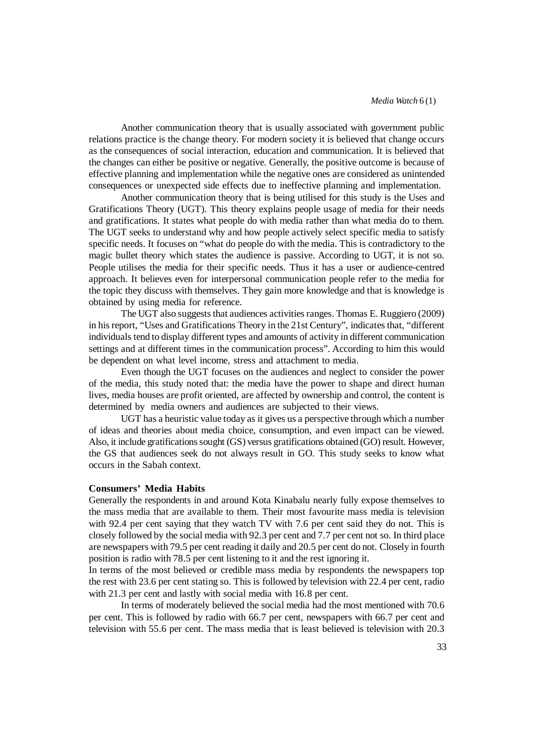Another communication theory that is usually associated with government public relations practice is the change theory. For modern society it is believed that change occurs as the consequences of social interaction, education and communication. It is believed that the changes can either be positive or negative. Generally, the positive outcome is because of effective planning and implementation while the negative ones are considered as unintended consequences or unexpected side effects due to ineffective planning and implementation.

Another communication theory that is being utilised for this study is the Uses and Gratifications Theory (UGT). This theory explains people usage of media for their needs and gratifications. It states what people do with media rather than what media do to them. The UGT seeks to understand why and how people actively select specific media to satisfy specific needs. It focuses on "what do people do with the media. This is contradictory to the magic bullet theory which states the audience is passive. According to UGT, it is not so. People utilises the media for their specific needs. Thus it has a user or audience-centred approach. It believes even for interpersonal communication people refer to the media for the topic they discuss with themselves. They gain more knowledge and that is knowledge is obtained by using media for reference.

The UGT also suggests that audiences activities ranges. Thomas E. Ruggiero (2009) in his report, "Uses and Gratifications Theory in the 21st Century", indicates that, "different individuals tend to display different types and amounts of activity in different communication settings and at different times in the communication process". According to him this would be dependent on what level income, stress and attachment to media.

Even though the UGT focuses on the audiences and neglect to consider the power of the media, this study noted that: the media have the power to shape and direct human lives, media houses are profit oriented, are affected by ownership and control, the content is determined by media owners and audiences are subjected to their views.

UGT has a heuristic value today as it gives us a perspective through which a number of ideas and theories about media choice, consumption, and even impact can be viewed. Also, it include gratifications sought (GS) versus gratifications obtained (GO) result. However, the GS that audiences seek do not always result in GO. This study seeks to know what occurs in the Sabah context.

### Consumers' Media Habits

Generally the respondents in and around Kota Kinabalu nearly fully expose themselves to the mass media that are available to them. Their most favourite mass media is television with 92.4 per cent saying that they watch TV with 7.6 per cent said they do not. This is closely followed by the social media with 92.3 per cent and 7.7 per cent not so. In third place are newspapers with 79.5 per cent reading it daily and 20.5 per cent do not. Closely in fourth position is radio with 78.5 per cent listening to it and the rest ignoring it.

In terms of the most believed or credible mass media by respondents the newspapers top the rest with 23.6 per cent stating so. This is followed by television with 22.4 per cent, radio with 21.3 per cent and lastly with social media with 16.8 per cent.

In terms of moderately believed the social media had the most mentioned with 70.6 per cent. This is followed by radio with 66.7 per cent, newspapers with 66.7 per cent and television with 55.6 per cent. The mass media that is least believed is television with 20.3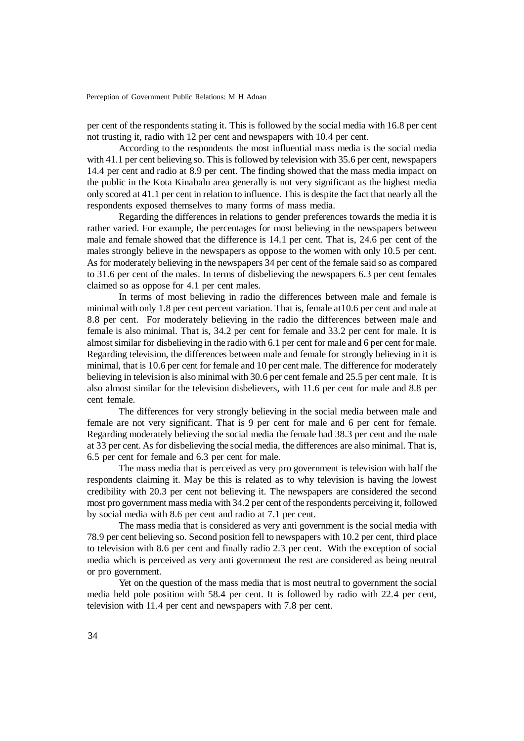per cent of the respondents stating it. This is followed by the social media with 16.8 per cent not trusting it, radio with 12 per cent and newspapers with 10.4 per cent.

According to the respondents the most influential mass media is the social media with 41.1 per cent believing so. This is followed by television with 35.6 per cent, newspapers 14.4 per cent and radio at 8.9 per cent. The finding showed that the mass media impact on the public in the Kota Kinabalu area generally is not very significant as the highest media only scored at 41.1 per cent in relation to influence. This is despite the fact that nearly all the respondents exposed themselves to many forms of mass media.

Regarding the differences in relations to gender preferences towards the media it is rather varied. For example, the percentages for most believing in the newspapers between male and female showed that the difference is 14.1 per cent. That is, 24.6 per cent of the males strongly believe in the newspapers as oppose to the women with only 10.5 per cent. As for moderately believing in the newspapers 34 per cent of the female said so as compared to 31.6 per cent of the males. In terms of disbelieving the newspapers 6.3 per cent females claimed so as oppose for 4.1 per cent males.

In terms of most believing in radio the differences between male and female is minimal with only 1.8 per cent percent variation. That is, female at10.6 per cent and male at 8.8 per cent. For moderately believing in the radio the differences between male and female is also minimal. That is, 34.2 per cent for female and 33.2 per cent for male. It is almost similar for disbelieving in the radio with 6.1 per cent for male and 6 per cent for male. Regarding television, the differences between male and female for strongly believing in it is minimal, that is 10.6 per cent for female and 10 per cent male. The difference for moderately believing in television is also minimal with 30.6 per cent female and 25.5 per cent male. It is also almost similar for the television disbelievers, with 11.6 per cent for male and 8.8 per cent female.

The differences for very strongly believing in the social media between male and female are not very significant. That is 9 per cent for male and 6 per cent for female. Regarding moderately believing the social media the female had 38.3 per cent and the male at 33 per cent. As for disbelieving the social media, the differences are also minimal. That is, 6.5 per cent for female and 6.3 per cent for male.

The mass media that is perceived as very pro government is television with half the respondents claiming it. May be this is related as to why television is having the lowest credibility with 20.3 per cent not believing it. The newspapers are considered the second most pro government mass media with 34.2 per cent of the respondents perceiving it, followed by social media with 8.6 per cent and radio at 7.1 per cent.

The mass media that is considered as very anti government is the social media with 78.9 per cent believing so. Second position fell to newspapers with 10.2 per cent, third place to television with 8.6 per cent and finally radio 2.3 per cent. With the exception of social media which is perceived as very anti government the rest are considered as being neutral or pro government.

Yet on the question of the mass media that is most neutral to government the social media held pole position with 58.4 per cent. It is followed by radio with 22.4 per cent, television with 11.4 per cent and newspapers with 7.8 per cent.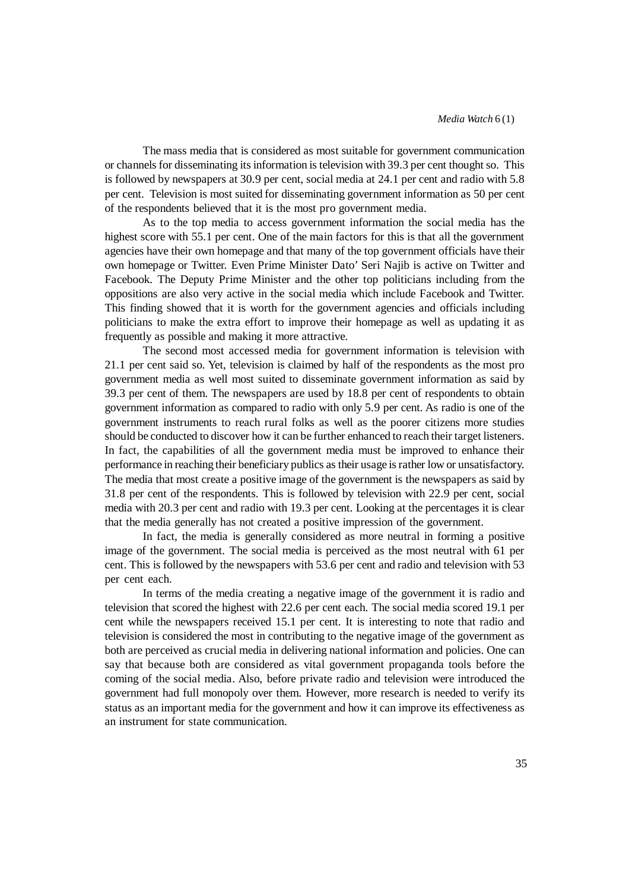The mass media that is considered as most suitable for government communication or channels for disseminating its information is television with 39.3 per cent thought so. This is followed by newspapers at 30.9 per cent, social media at 24.1 per cent and radio with 5.8 per cent. Television is most suited for disseminating government information as 50 per cent of the respondents believed that it is the most pro government media.

As to the top media to access government information the social media has the highest score with 55.1 per cent. One of the main factors for this is that all the government agencies have their own homepage and that many of the top government officials have their own homepage or Twitter. Even Prime Minister Dato' Seri Najib is active on Twitter and Facebook. The Deputy Prime Minister and the other top politicians including from the oppositions are also very active in the social media which include Facebook and Twitter. This finding showed that it is worth for the government agencies and officials including politicians to make the extra effort to improve their homepage as well as updating it as frequently as possible and making it more attractive.

The second most accessed media for government information is television with 21.1 per cent said so. Yet, television is claimed by half of the respondents as the most pro government media as well most suited to disseminate government information as said by 39.3 per cent of them. The newspapers are used by 18.8 per cent of respondents to obtain government information as compared to radio with only 5.9 per cent. As radio is one of the government instruments to reach rural folks as well as the poorer citizens more studies should be conducted to discover how it can be further enhanced to reach their target listeners. In fact, the capabilities of all the government media must be improved to enhance their performance in reaching their beneficiary publics as their usage is rather low or unsatisfactory. The media that most create a positive image of the government is the newspapers as said by 31.8 per cent of the respondents. This is followed by television with 22.9 per cent, social media with 20.3 per cent and radio with 19.3 per cent. Looking at the percentages it is clear that the media generally has not created a positive impression of the government.

In fact, the media is generally considered as more neutral in forming a positive image of the government. The social media is perceived as the most neutral with 61 per cent. This is followed by the newspapers with 53.6 per cent and radio and television with 53 per cent each.

In terms of the media creating a negative image of the government it is radio and television that scored the highest with 22.6 per cent each. The social media scored 19.1 per cent while the newspapers received 15.1 per cent. It is interesting to note that radio and television is considered the most in contributing to the negative image of the government as both are perceived as crucial media in delivering national information and policies. One can say that because both are considered as vital government propaganda tools before the coming of the social media. Also, before private radio and television were introduced the government had full monopoly over them. However, more research is needed to verify its status as an important media for the government and how it can improve its effectiveness as an instrument for state communication.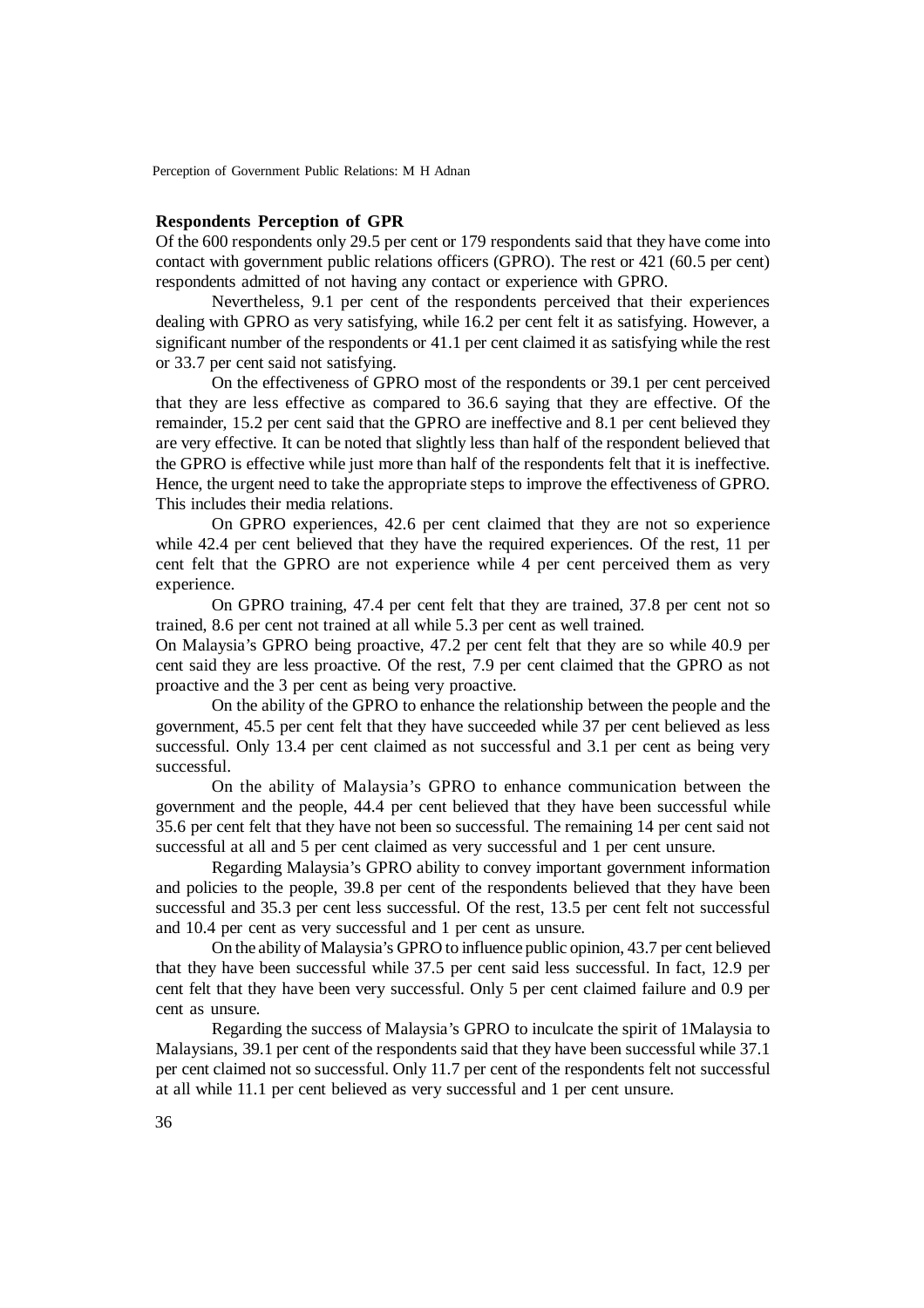**Respondents Perception of GPR**

Of the 600 respondents only 29.5 per cent or 179 respondents said that they have come into contact with government public relations officers (GPRO). The rest or 421 (60.5 per cent) respondents admitted of not having any contact or experience with GPRO.

Nevertheless, 9.1 per cent of the respondents perceived that their experiences dealing with GPRO as very satisfying, while 16.2 per cent felt it as satisfying. However, a significant number of the respondents or 41.1 per cent claimed it as satisfying while the rest or 33.7 per cent said not satisfying.

On the effectiveness of GPRO most of the respondents or 39.1 per cent perceived that they are less effective as compared to 36.6 saying that they are effective. Of the remainder, 15.2 per cent said that the GPRO are ineffective and 8.1 per cent believed they are very effective. It can be noted that slightly less than half of the respondent believed that the GPRO is effective while just more than half of the respondents felt that it is ineffective. Hence, the urgent need to take the appropriate steps to improve the effectiveness of GPRO. This includes their media relations.

On GPRO experiences, 42.6 per cent claimed that they are not so experience while 42.4 per cent believed that they have the required experiences. Of the rest, 11 per cent felt that the GPRO are not experience while 4 per cent perceived them as very experience.

On GPRO training, 47.4 per cent felt that they are trained, 37.8 per cent not so trained, 8.6 per cent not trained at all while 5.3 per cent as well trained.

On Malaysia's GPRO being proactive, 47.2 per cent felt that they are so while 40.9 per cent said they are less proactive. Of the rest, 7.9 per cent claimed that the GPRO as not proactive and the 3 per cent as being very proactive.

On the ability of the GPRO to enhance the relationship between the people and the government, 45.5 per cent felt that they have succeeded while 37 per cent believed as less successful. Only 13.4 per cent claimed as not successful and 3.1 per cent as being very successful.

On the ability of Malaysia's GPRO to enhance communication between the government and the people, 44.4 per cent believed that they have been successful while 35.6 per cent felt that they have not been so successful. The remaining 14 per cent said not successful at all and 5 per cent claimed as very successful and 1 per cent unsure.

Regarding Malaysia's GPRO ability to convey important government information and policies to the people, 39.8 per cent of the respondents believed that they have been successful and 35.3 per cent less successful. Of the rest, 13.5 per cent felt not successful and 10.4 per cent as very successful and 1 per cent as unsure.

On the ability of Malaysia's GPRO to influence public opinion, 43.7 per cent believed that they have been successful while 37.5 per cent said less successful. In fact, 12.9 per cent felt that they have been very successful. Only 5 per cent claimed failure and 0.9 per cent as unsure.

Regarding the success of Malaysia's GPRO to inculcate the spirit of 1Malaysia to Malaysians, 39.1 per cent of the respondents said that they have been successful while 37.1 per cent claimed not so successful. Only 11.7 per cent of the respondents felt not successful at all while 11.1 per cent believed as very successful and 1 per cent unsure.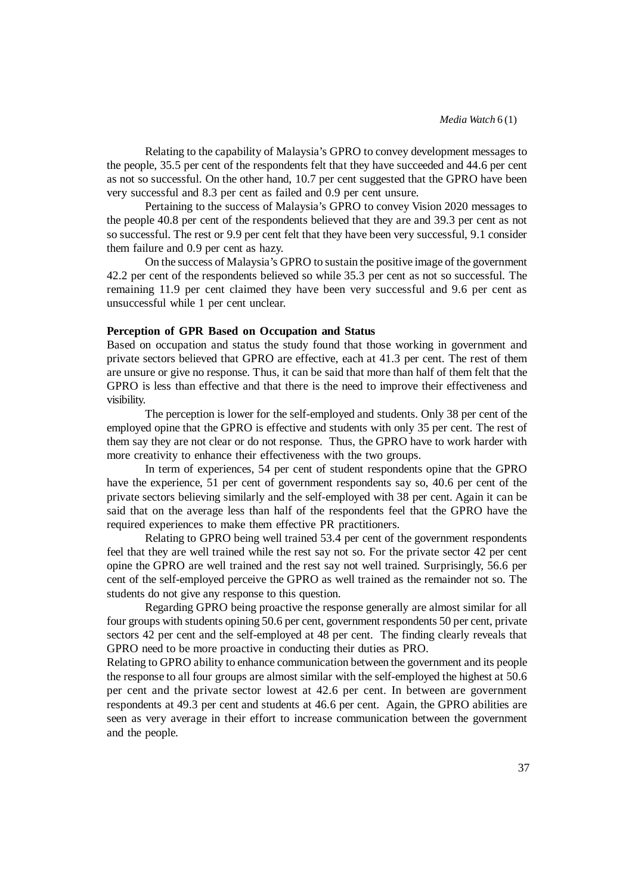Relating to the capability of Malaysia's GPRO to convey development messages to the people, 35.5 per cent of the respondents felt that they have succeeded and 44.6 per cent as not so successful. On the other hand, 10.7 per cent suggested that the GPRO have been very successful and 8.3 per cent as failed and 0.9 per cent unsure.

Pertaining to the success of Malaysia's GPRO to convey Vision 2020 messages to the people 40.8 per cent of the respondents believed that they are and 39.3 per cent as not so successful. The rest or 9.9 per cent felt that they have been very successful, 9.1 consider them failure and 0.9 per cent as hazy.

On the success of Malaysia's GPRO to sustain the positive image of the government 42.2 per cent of the respondents believed so while 35.3 per cent as not so successful. The remaining 11.9 per cent claimed they have been very successful and 9.6 per cent as unsuccessful while 1 per cent unclear.

### Perception of GPR Based on Occupation and Status

Based on occupation and status the study found that those working in government and private sectors believed that GPRO are effective, each at 41.3 per cent. The rest of them are unsure or give no response. Thus, it can be said that more than half of them felt that the GPRO is less than effective and that there is the need to improve their effectiveness and visibility.

The perception is lower for the self-employed and students. Only 38 per cent of the employed opine that the GPRO is effective and students with only 35 per cent. The rest of them say they are not clear or do not response. Thus, the GPRO have to work harder with more creativity to enhance their effectiveness with the two groups.

In term of experiences, 54 per cent of student respondents opine that the GPRO have the experience, 51 per cent of government respondents say so, 40.6 per cent of the private sectors believing similarly and the self-employed with 38 per cent. Again it can be said that on the average less than half of the respondents feel that the GPRO have the required experiences to make them effective PR practitioners.

Relating to GPRO being well trained 53.4 per cent of the government respondents feel that they are well trained while the rest say not so. For the private sector 42 per cent opine the GPRO are well trained and the rest say not well trained. Surprisingly, 56.6 per cent of the self-employed perceive the GPRO as well trained as the remainder not so. The students do not give any response to this question.

Regarding GPRO being proactive the response generally are almost similar for all four groups with students opining 50.6 per cent, government respondents 50 per cent, private sectors 42 per cent and the self-employed at 48 per cent. The finding clearly reveals that GPRO need to be more proactive in conducting their duties as PRO.

Relating to GPRO ability to enhance communication between the government and its people the response to all four groups are almost similar with the self-employed the highest at 50.6 per cent and the private sector lowest at 42.6 per cent. In between are government respondents at 49.3 per cent and students at 46.6 per cent. Again, the GPRO abilities are seen as very average in their effort to increase communication between the government and the people.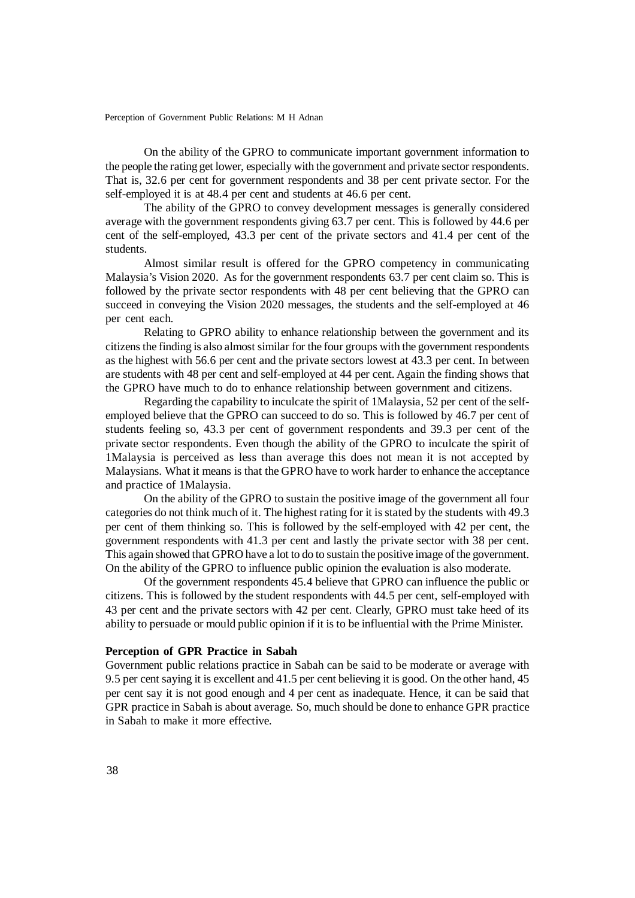On the ability of the GPRO to communicate important government information to the people the rating get lower, especially with the government and private sector respondents. That is, 32.6 per cent for government respondents and 38 per cent private sector. For the self-employed it is at 48.4 per cent and students at 46.6 per cent.

The ability of the GPRO to convey development messages is generally considered average with the government respondents giving 63.7 per cent. This is followed by 44.6 per cent of the self-employed, 43.3 per cent of the private sectors and 41.4 per cent of the students.

Almost similar result is offered for the GPRO competency in communicating Malaysia's Vision 2020. As for the government respondents 63.7 per cent claim so. This is followed by the private sector respondents with 48 per cent believing that the GPRO can succeed in conveying the Vision 2020 messages, the students and the self-employed at 46 per cent each.

Relating to GPRO ability to enhance relationship between the government and its citizens the finding is also almost similar for the four groups with the government respondents as the highest with 56.6 per cent and the private sectors lowest at 43.3 per cent. In between are students with 48 per cent and self-employed at 44 per cent. Again the finding shows that the GPRO have much to do to enhance relationship between government and citizens.

Regarding the capability to inculcate the spirit of 1Malaysia, 52 per cent of the self-employed believe that the GPRO can succeed to do so. This is followed by 46.7 per cent of students feeling so, 43.3 per cent of government respondents and 39.3 per cent of the private sector respondents. Even though the ability of the GPRO to inculcate the spirit of 1Malaysia is perceived as less than average this does not mean it is not accepted by Malaysians. What it means is that the GPRO have to work harder to enhance the acceptance and practice of 1Malaysia.

On the ability of the GPRO to sustain the positive image of the government all four categories do not think much of it. The highest rating for it is stated by the students with 49.3 per cent of them thinking so. This is followed by the self-employed with 42 per cent, the government respondents with 41.3 per cent and lastly the private sector with 38 per cent. This again showed that GPRO have a lot to do to sustain the positive image of the government. On the ability of the GPRO to influence public opinion the evaluation is also moderate.

Of the government respondents 45.4 believe that GPRO can influence the public or citizens. This is followed by the student respondents with 44.5 per cent, self-employed with 43 per cent and the private sectors with 42 per cent. Clearly, GPRO must take heed of its ability to persuade or mould public opinion if it is to be influential with the Prime Minister.

**Perception of GPR Practice in Sabah**

Government public relations practice in Sabah can be said to be moderate or average with 9.5 per cent saying it is excellent and 41.5 per cent believing it is good. On the other hand, 45 per cent say it is not good enough and 4 per cent as inadequate. Hence, it can be said that GPR practice in Sabah is about average. So, much should be done to enhance GPR practice in Sabah to make it more effective.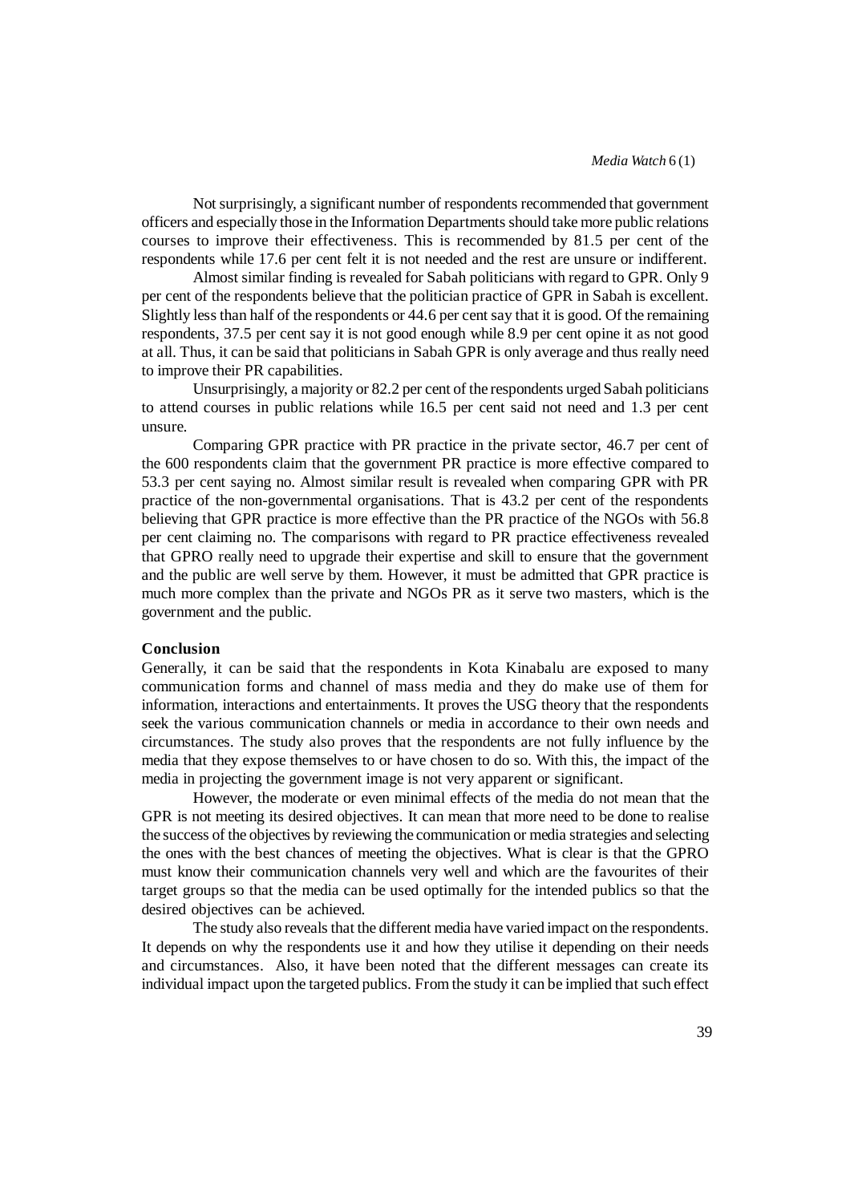Not surprisingly, a significant number of respondents recommended that government officers and especially those in the Information Departments should take more public relations courses to improve their effectiveness. This is recommended by 81.5 per cent of the respondents while 17.6 per cent felt it is not needed and the rest are unsure or indifferent.

Almost similar finding is revealed for Sabah politicians with regard to GPR. Only 9 per cent of the respondents believe that the politician practice of GPR in Sabah is excellent. Slightly less than half of the respondents or 44.6 per cent say that it is good. Of the remaining respondents, 37.5 per cent say it is not good enough while 8.9 per cent opine it as not good at all. Thus, it can be said that politicians in Sabah GPR is only average and thus really need to improve their PR capabilities.

Unsurprisingly, a majority or 82.2 per cent of the respondents urged Sabah politicians to attend courses in public relations while 16.5 per cent said not need and 1.3 per cent unsure.

Comparing GPR practice with PR practice in the private sector, 46.7 per cent of the 600 respondents claim that the government PR practice is more effective compared to 53.3 per cent saying no. Almost similar result is revealed when comparing GPR with PR practice of the non-governmental organisations. That is 43.2 per cent of the respondents believing that GPR practice is more effective than the PR practice of the NGOs with 56.8 per cent claiming no. The comparisons with regard to PR practice effectiveness revealed that GPRO really need to upgrade their expertise and skill to ensure that the government and the public are well serve by them. However, it must be admitted that GPR practice is much more complex than the private and NGOs PR as it serve two masters, which is the government and the public.

## Conclusion

Generally, it can be said that the respondents in Kota Kinabalu are exposed to many communication forms and channel of mass media and they do make use of them for information, interactions and entertainments. It proves the USG theory that the respondents seek the various communication channels or media in accordance to their own needs and circumstances. The study also proves that the respondents are not fully influence by the media that they expose themselves to or have chosen to do so. With this, the impact of the media in projecting the government image is not very apparent or significant.

However, the moderate or even minimal effects of the media do not mean that the GPR is not meeting its desired objectives. It can mean that more need to be done to realise the success of the objectives by reviewing the communication or media strategies and selecting the ones with the best chances of meeting the objectives. What is clear is that the GPRO must know their communication channels very well and which are the favourites of their target groups so that the media can be used optimally for the intended publics so that the desired objectives can be achieved.

The study also reveals that the different media have varied impact on the respondents. It depends on why the respondents use it and how they utilise it depending on their needs and circumstances. Also, it have been noted that the different messages can create its individual impact upon the targeted publics. From the study it can be implied that such effect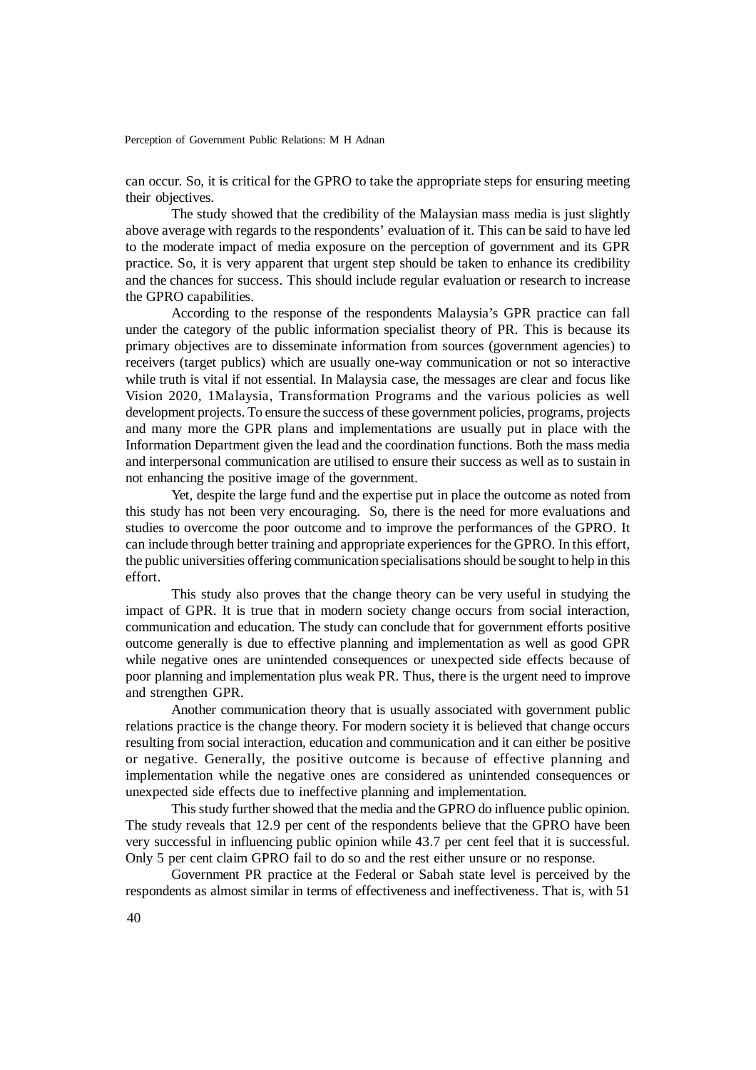can occur. So, it is critical for the GPRO to take the appropriate steps for ensuring meeting their objectives.

The study showed that the credibility of the Malaysian mass media is just slightly above average with regards to the respondents' evaluation of it. This can be said to have led to the moderate impact of media exposure on the perception of government and its GPR practice. So, it is very apparent that urgent step should be taken to enhance its credibility and the chances for success. This should include regular evaluation or research to increase the GPRO capabilities.

According to the response of the respondents Malaysia's GPR practice can fall under the category of the public information specialist theory of PR. This is because its primary objectives are to disseminate information from sources (government agencies) to receivers (target publics) which are usually one-way communication or not so interactive while truth is vital if not essential. In Malaysia case, the messages are clear and focus like Vision 2020, 1Malaysia, Transformation Programs and the various policies as well development projects. To ensure the success of these government policies, programs, projects and many more the GPR plans and implementations are usually put in place with the Information Department given the lead and the coordination functions. Both the mass media and interpersonal communication are utilised to ensure their success as well as to sustain in not enhancing the positive image of the government.

Yet, despite the large fund and the expertise put in place the outcome as noted from this study has not been very encouraging. So, there is the need for more evaluations and studies to overcome the poor outcome and to improve the performances of the GPRO. It can include through better training and appropriate experiences for the GPRO. In this effort, the public universities offering communication specialisations should be sought to help in this effort.

This study also proves that the change theory can be very useful in studying the impact of GPR. It is true that in modern society change occurs from social interaction, communication and education. The study can conclude that for government efforts positive outcome generally is due to effective planning and implementation as well as good GPR while negative ones are unintended consequences or unexpected side effects because of poor planning and implementation plus weak PR. Thus, there is the urgent need to improve and strengthen GPR.

Another communication theory that is usually associated with government public relations practice is the change theory. For modern society it is believed that change occurs resulting from social interaction, education and communication and it can either be positive or negative. Generally, the positive outcome is because of effective planning and implementation while the negative ones are considered as unintended consequences or unexpected side effects due to ineffective planning and implementation.

This study further showed that the media and the GPRO do influence public opinion. The study reveals that 12.9 per cent of the respondents believe that the GPRO have been very successful in influencing public opinion while 43.7 per cent feel that it is successful. Only 5 per cent claim GPRO fail to do so and the rest either unsure or no response.

Government PR practice at the Federal or Sabah state level is perceived by the respondents as almost similar in terms of effectiveness and ineffectiveness. That is, with 51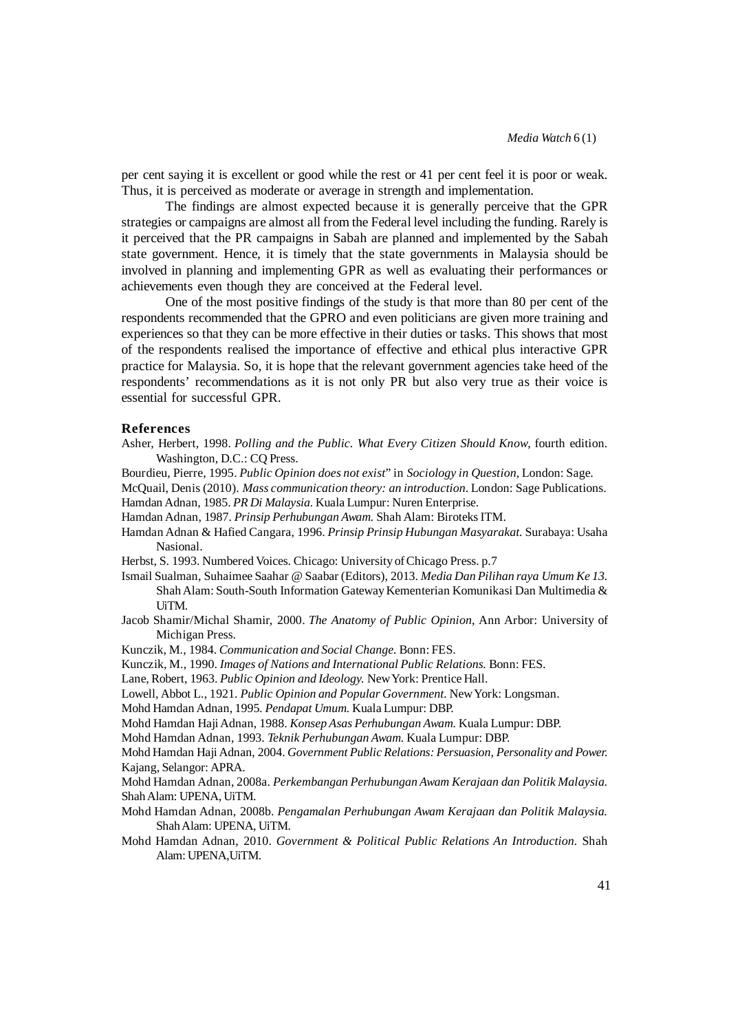per cent saying it is excellent or good while the rest or 41 per cent feel it is poor or weak. Thus, it is perceived as moderate or average in strength and implementation.

The findings are almost expected because it is generally perceive that the GPR strategies or campaigns are almost all from the Federal level including the funding. Rarely is it perceived that the PR campaigns in Sabah are planned and implemented by the Sabah state government. Hence, it is timely that the state governments in Malaysia should be involved in planning and implementing GPR as well as evaluating their performances or achievements even though they are conceived at the Federal level.

One of the most positive findings of the study is that more than 80 per cent of the respondents recommended that the GPRO and even politicians are given more training and experiences so that they can be more effective in their duties or tasks. This shows that most of the respondents realised the importance of effective and ethical plus interactive GPR practice for Malaysia. So, it is hope that the relevant government agencies take heed of the respondents' recommendations as it is not only PR but also very true as their voice is essential for successful GPR.

## References

Asher, Herbert, 1998. *Polling and the Public. What Every Citizen Should Know*, fourth edition. Washington, D.C.: CQ Press.

Bourdieu, Pierre, 1995. *Public Opinion does not exist*" in *Sociology in Question*, London: Sage.

McQuail, Denis (2010). *Mass communication theory: an introduction*. London: Sage Publications.

Hamdan Adnan, 1985. *PR Di Malaysia.* Kuala Lumpur: Nuren Enterprise.

Hamdan Adnan, 1987. *Prinsip Perhubungan Awam.* Shah Alam: Biroteks ITM.

Hamdan Adnan & Hafied Cangara, 1996. *Prinsip Prinsip Hubungan Masyarakat.* Surabaya: Usaha Nasional.

Herbst, S. 1993. Numbered Voices. Chicago: University of Chicago Press. p.7

Ismail Sualman, Suhaimee Saahar @ Saabar (Editors), 2013. *Media Dan Pilihan raya Umum Ke 13.* Shah Alam: South-South Information Gateway Kementerian Komunikasi Dan Multimedia & UiTM.

Jacob Shamir/Michal Shamir, 2000. *The Anatomy of Public Opinion*, Ann Arbor: University of Michigan Press.

Kunczik, M., 1984. *Communication and Social Change.* Bonn: FES.

Kunczik, M., 1990. *Images of Nations and International Public Relations.* Bonn: FES.

Lane, Robert, 1963. *Public Opinion and Ideology.* New York: Prentice Hall.

Lowell, Abbot L., 1921. *Public Opinion and Popular Government.* New York: Longsman.

Mohd Hamdan Adnan, 1995. *Pendapat Umum.* Kuala Lumpur: DBP.

Mohd Hamdan Haji Adnan, 1988. *Konsep Asas Perhubungan Awam.* Kuala Lumpur: DBP.

Mohd Hamdan Adnan, 1993. *Teknik Perhubungan Awam.* Kuala Lumpur: DBP.

Mohd Hamdan Haji Adnan, 2004. *Government Public Relations: Persuasion, Personality and Power.* Kajang, Selangor: APRA.

Mohd Hamdan Adnan, 2008a. *Perkembangan Perhubungan Awam Kerajaan dan Politik Malaysia.* Shah Alam: UPENA, UiTM.

Mohd Hamdan Adnan, 2008b. *Pengamalan Perhubungan Awam Kerajaan dan Politik Malaysia.* Shah Alam: UPENA, UiTM.

Mohd Hamdan Adnan, 2010. *Government & Political Public Relations An Introduction.* Shah Alam: UPENA,UiTM.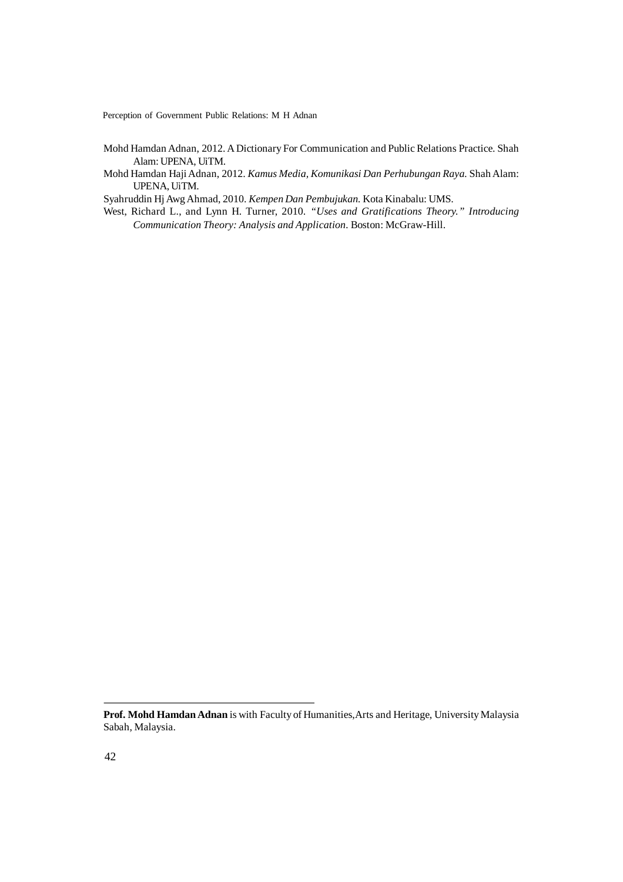Mohd Hamdan Adnan, 2012. A Dictionary For Communication and Public Relations Practice. Shah Alam: UPENA, UiTM.

Mohd Hamdan Haji Adnan, 2012. *Kamus Media, Komunikasi Dan Perhubungan Raya.* Shah Alam: UPENA, UiTM.

Syahruddin Hj Awg Ahmad, 2010. *Kempen Dan Pembujukan.* Kota Kinabalu: UMS.

West, Richard L., and Lynn H. Turner, 2010. *"Uses and Gratifications Theory." Introducing Communication Theory: Analysis and Application*. Boston: McGraw-Hill.

---

**Prof. Mohd Hamdan Adnan** is with Faculty of Humanities,Arts and Heritage, University Malaysia Sabah, Malaysia.